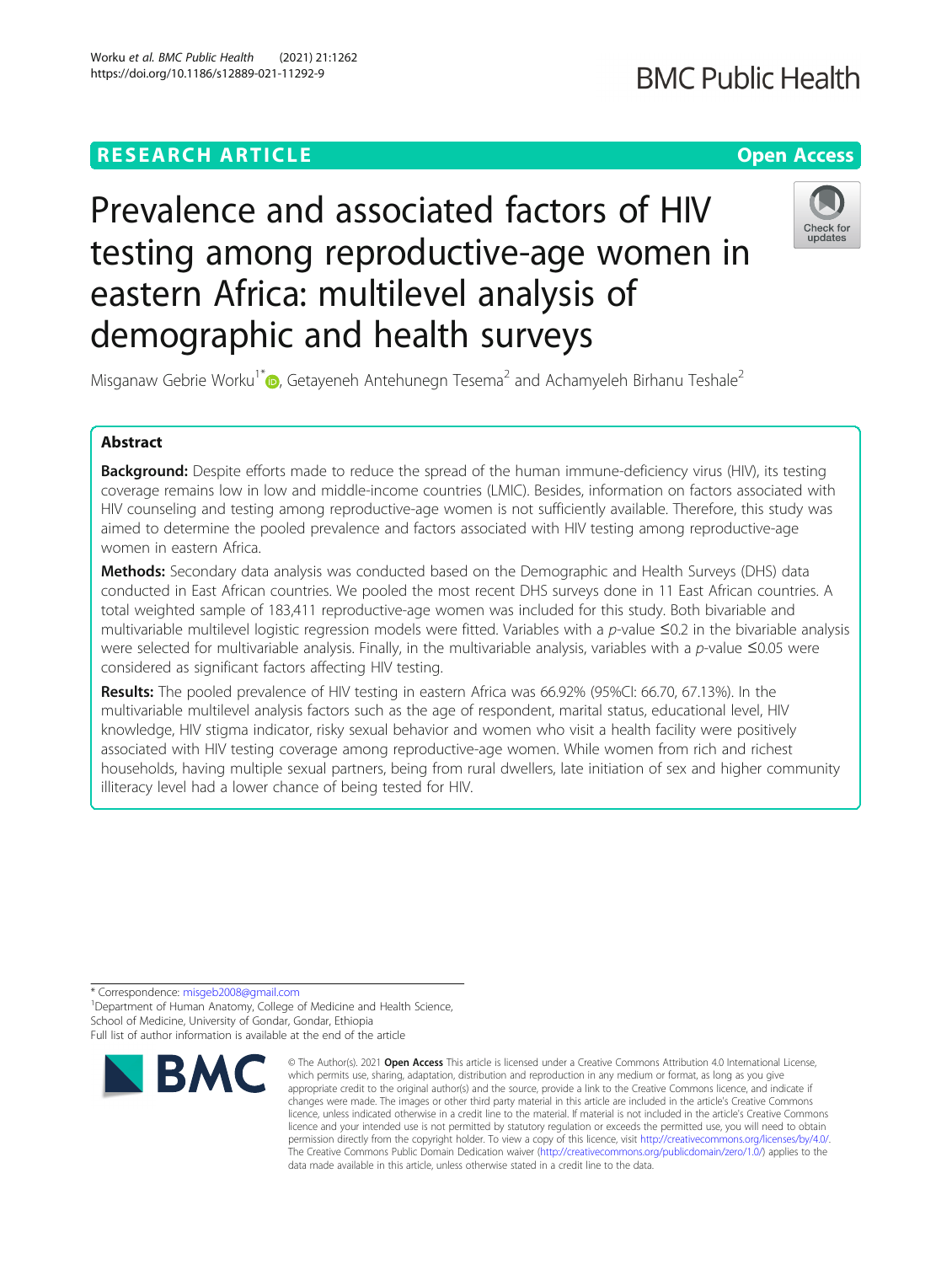RESEARCH ARTICLE

Open Access

# Prevalence and associated factors of HIV testing among reproductive-age women in eastern Africa: multilevel analysis of demographic and health surveys

Misganaw Gebrie Worku[1*], Getayeneh Antehunegn Tesema[2] and Achamyeleh Birhanu Teshale[2]

## Abstract

**Background:** Despite efforts made to reduce the spread of the human immune-deficiency virus (HIV), its testing coverage remains low in low and middle-income countries (LMIC). Besides, information on factors associated with HIV counseling and testing among reproductive-age women is not sufficiently available. Therefore, this study was aimed to determine the pooled prevalence and factors associated with HIV testing among reproductive-age women in eastern Africa.

**Methods:** Secondary data analysis was conducted based on the Demographic and Health Surveys (DHS) data conducted in East African countries. We pooled the most recent DHS surveys done in 11 East African countries. A total weighted sample of 183,411 reproductive-age women was included for this study. Both bivariable and multivariable multilevel logistic regression models were fitted. Variables with a $p$-value ≤0.2 in the bivariable analysis were selected for multivariable analysis. Finally, in the multivariable analysis, variables with a $p$-value ≤0.05 were considered as significant factors affecting HIV testing.

**Results:** The pooled prevalence of HIV testing in eastern Africa was 66.92% (95%CI: 66.70, 67.13%). In the multivariable multilevel analysis factors such as the age of respondent, marital status, educational level, HIV knowledge, HIV stigma indicator, risky sexual behavior and women who visit a health facility were positively associated with HIV testing coverage among reproductive-age women. While women from rich and richest households, having multiple sexual partners, being from rural dwellers, late initiation of sex and higher community illiteracy level had a lower chance of being tested for HIV.

* Correspondence: misgeb2008@gmail.com

[1]Department of Human Anatomy, College of Medicine and Health Science, School of Medicine, University of Gondar, Gondar, Ethiopia

Full list of author information is available at the end of the article

© The Author(s). 2021 **Open Access** This article is licensed under a Creative Commons Attribution 4.0 International License, which permits use, sharing, adaptation, distribution and reproduction in any medium or format, as long as you give appropriate credit to the original author(s) and the source, provide a link to the Creative Commons licence, and indicate if changes were made. The images or other third party material in this article are included in the article's Creative Commons licence, unless indicated otherwise in a credit line to the material. If material is not included in the article's Creative Commons licence and your intended use is not permitted by statutory regulation or exceeds the permitted use, you will need to obtain permission directly from the copyright holder. To view a copy of this licence, visit http://creativecommons.org/licenses/by/4.0/. The Creative Commons Public Domain Dedication waiver (http://creativecommons.org/publicdomain/zero/1.0/) applies to the data made available in this article, unless otherwise stated in a credit line to the data.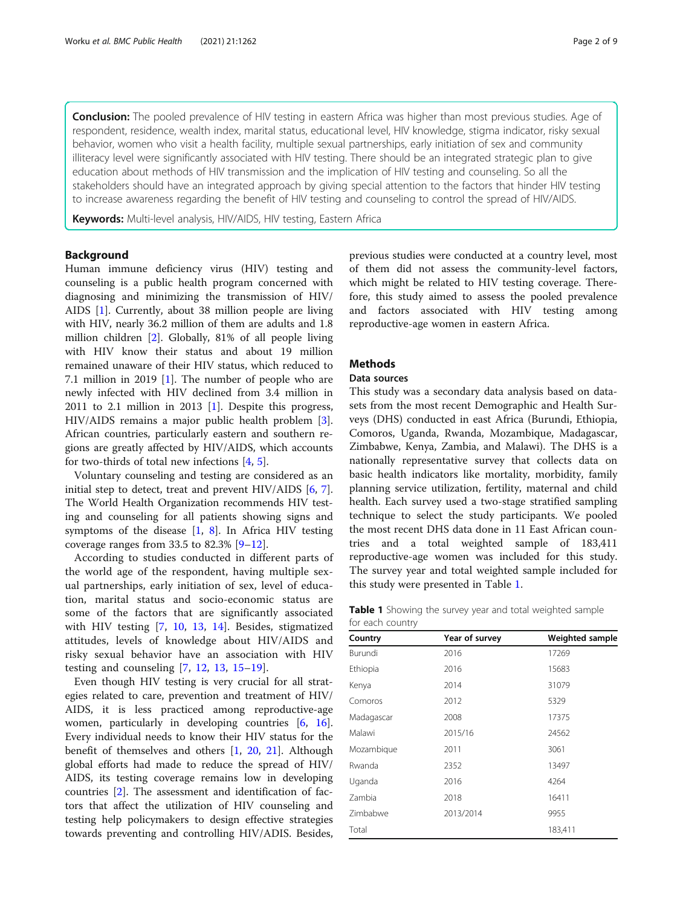**Conclusion:** The pooled prevalence of HIV testing in eastern Africa was higher than most previous studies. Age of respondent, residence, wealth index, marital status, educational level, HIV knowledge, stigma indicator, risky sexual behavior, women who visit a health facility, multiple sexual partnerships, early initiation of sex and community illiteracy level were significantly associated with HIV testing. There should be an integrated strategic plan to give education about methods of HIV transmission and the implication of HIV testing and counseling. So all the stakeholders should have an integrated approach by giving special attention to the factors that hinder HIV testing to increase awareness regarding the benefit of HIV testing and counseling to control the spread of HIV/AIDS.

**Keywords:** Multi-level analysis, HIV/AIDS, HIV testing, Eastern Africa

## Background

Human immune deficiency virus (HIV) testing and counseling is a public health program concerned with diagnosing and minimizing the transmission of HIV/AIDS [1]. Currently, about 38 million people are living with HIV, nearly 36.2 million of them are adults and 1.8 million children [2]. Globally, 81% of all people living with HIV know their status and about 19 million remained unaware of their HIV status, which reduced to 7.1 million in 2019 [1]. The number of people who are newly infected with HIV declined from 3.4 million in 2011 to 2.1 million in 2013 [1]. Despite this progress, HIV/AIDS remains a major public health problem [3]. African countries, particularly eastern and southern regions are greatly affected by HIV/AIDS, which accounts for two-thirds of total new infections [4, 5].

Voluntary counseling and testing are considered as an initial step to detect, treat and prevent HIV/AIDS [6, 7]. The World Health Organization recommends HIV testing and counseling for all patients showing signs and symptoms of the disease [1, 8]. In Africa HIV testing coverage ranges from 33.5 to 82.3% [9–12].

According to studies conducted in different parts of the world age of the respondent, having multiple sexual partnerships, early initiation of sex, level of education, marital status and socio-economic status are some of the factors that are significantly associated with HIV testing [7, 10, 13, 14]. Besides, stigmatized attitudes, levels of knowledge about HIV/AIDS and risky sexual behavior have an association with HIV testing and counseling [7, 12, 13, 15–19].

Even though HIV testing is very crucial for all strategies related to care, prevention and treatment of HIV/AIDS, it is less practiced among reproductive-age women, particularly in developing countries [6, 16]. Every individual needs to know their HIV status for the benefit of themselves and others [1, 20, 21]. Although global efforts had made to reduce the spread of HIV/AIDS, its testing coverage remains low in developing countries [2]. The assessment and identification of factors that affect the utilization of HIV counseling and testing help policymakers to design effective strategies towards preventing and controlling HIV/ADIS. Besides, previous studies were conducted at a country level, most of them did not assess the community-level factors, which might be related to HIV testing coverage. Therefore, this study aimed to assess the pooled prevalence and factors associated with HIV testing among reproductive-age women in eastern Africa.

## Methods

### Data sources

This study was a secondary data analysis based on datasets from the most recent Demographic and Health Surveys (DHS) conducted in east Africa (Burundi, Ethiopia, Comoros, Uganda, Rwanda, Mozambique, Madagascar, Zimbabwe, Kenya, Zambia, and Malawi). The DHS is a nationally representative survey that collects data on basic health indicators like mortality, morbidity, family planning service utilization, fertility, maternal and child health. Each survey used a two-stage stratified sampling technique to select the study participants. We pooled the most recent DHS data done in 11 East African countries and a total weighted sample of 183,411 reproductive-age women was included for this study. The survey year and total weighted sample included for this study were presented in Table 1.

**Table 1** Showing the survey year and total weighted sample for each country

| Country | Year of survey | Weighted sample |
|---|---|---|
| Burundi | 2016 | 17269 |
| Ethiopia | 2016 | 15683 |
| Kenya | 2014 | 31079 |
| Comoros | 2012 | 5329 |
| Madagascar | 2008 | 17375 |
| Malawi | 2015/16 | 24562 |
| Mozambique | 2011 | 3061 |
| Rwanda | 2352 | 13497 |
| Uganda | 2016 | 4264 |
| Zambia | 2018 | 16411 |
| Zimbabwe | 2013/2014 | 9955 |
| Total | | 183,411 |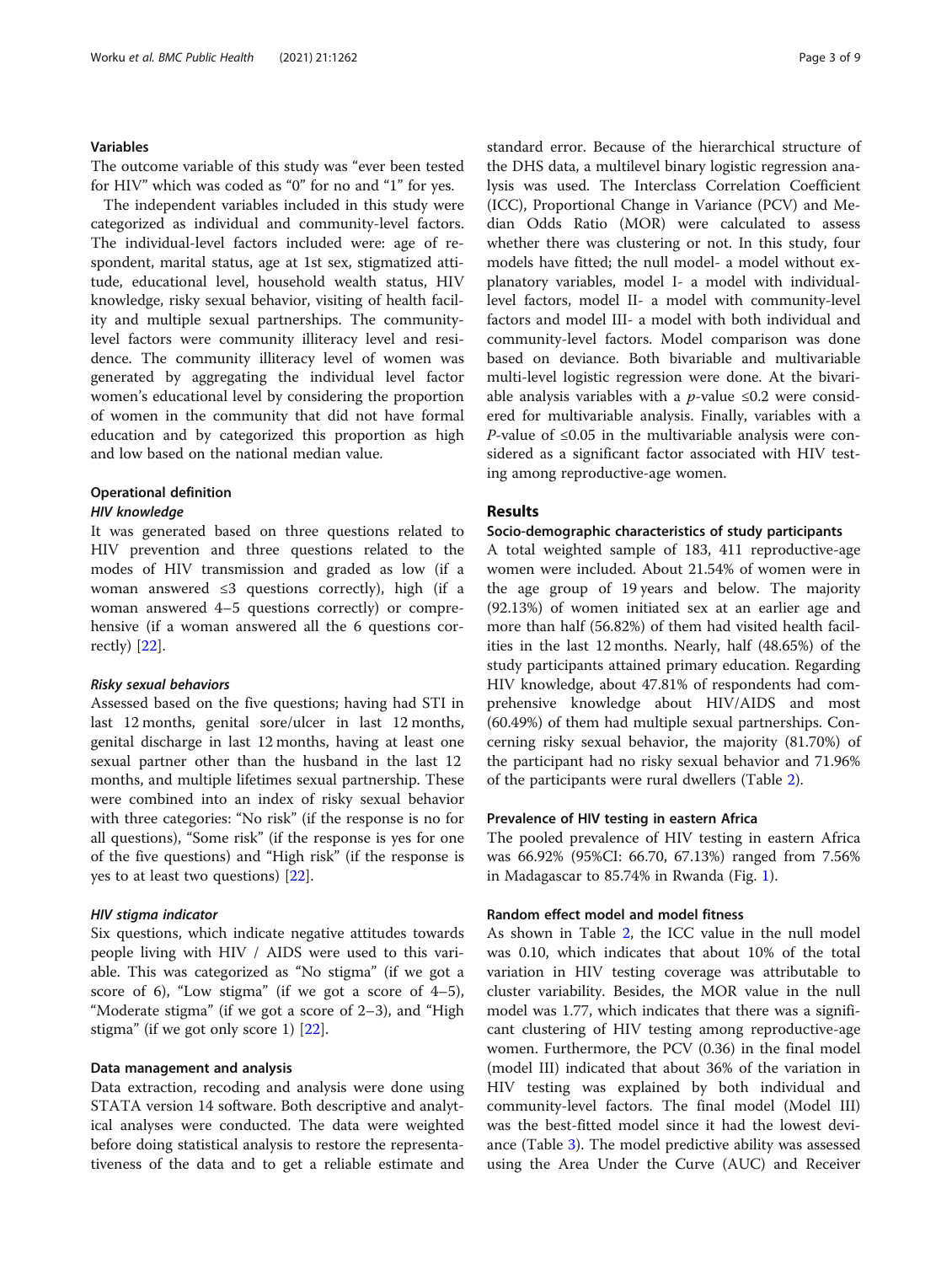### Variables

The outcome variable of this study was "ever been tested for HIV" which was coded as "0" for no and "1" for yes.

The independent variables included in this study were categorized as individual and community-level factors. The individual-level factors included were: age of respondent, marital status, age at 1st sex, stigmatized attitude, educational level, household wealth status, HIV knowledge, risky sexual behavior, visiting of health facility and multiple sexual partnerships. The community-level factors were community illiteracy level and residence. The community illiteracy level of women was generated by aggregating the individual level factor women's educational level by considering the proportion of women in the community that did not have formal education and by categorized this proportion as high and low based on the national median value.

### Operational definition

#### *HIV knowledge*

It was generated based on three questions related to HIV prevention and three questions related to the modes of HIV transmission and graded as low (if a woman answered ≤3 questions correctly), high (if a woman answered 4–5 questions correctly) or comprehensive (if a woman answered all the 6 questions correctly) [22].

#### *Risky sexual behaviors*

Assessed based on the five questions; having had STI in last 12 months, genital sore/ulcer in last 12 months, genital discharge in last 12 months, having at least one sexual partner other than the husband in the last 12 months, and multiple lifetimes sexual partnership. These were combined into an index of risky sexual behavior with three categories: "No risk" (if the response is no for all questions), "Some risk" (if the response is yes for one of the five questions) and "High risk" (if the response is yes to at least two questions) [22].

#### *HIV stigma indicator*

Six questions, which indicate negative attitudes towards people living with HIV / AIDS were used to this variable. This was categorized as "No stigma" (if we got a score of 6), "Low stigma" (if we got a score of 4–5), "Moderate stigma" (if we got a score of 2–3), and "High stigma" (if we got only score 1) [22].

### Data management and analysis

Data extraction, recoding and analysis were done using STATA version 14 software. Both descriptive and analytical analyses were conducted. The data were weighted before doing statistical analysis to restore the representativeness of the data and to get a reliable estimate and standard error. Because of the hierarchical structure of the DHS data, a multilevel binary logistic regression analysis was used. The Interclass Correlation Coefficient (ICC), Proportional Change in Variance (PCV) and Median Odds Ratio (MOR) were calculated to assess whether there was clustering or not. In this study, four models have fitted; the null model- a model without explanatory variables, model I- a model with individual-level factors, model II- a model with community-level factors and model III- a model with both individual and community-level factors. Model comparison was done based on deviance. Both bivariable and multivariable multi-level logistic regression were done. At the bivariable analysis variables with a $p$-value ≤0.2 were considered for multivariable analysis. Finally, variables with a $P$-value of ≤0.05 in the multivariable analysis were considered as a significant factor associated with HIV testing among reproductive-age women.

## Results

### Socio-demographic characteristics of study participants

A total weighted sample of 183, 411 reproductive-age women were included. About 21.54% of women were in the age group of 19 years and below. The majority (92.13%) of women initiated sex at an earlier age and more than half (56.82%) of them had visited health facilities in the last 12 months. Nearly, half (48.65%) of the study participants attained primary education. Regarding HIV knowledge, about 47.81% of respondents had comprehensive knowledge about HIV/AIDS and most (60.49%) of them had multiple sexual partnerships. Concerning risky sexual behavior, the majority (81.70%) of the participant had no risky sexual behavior and 71.96% of the participants were rural dwellers (Table 2).

### Prevalence of HIV testing in eastern Africa

The pooled prevalence of HIV testing in eastern Africa was 66.92% (95%CI: 66.70, 67.13%) ranged from 7.56% in Madagascar to 85.74% in Rwanda (Fig. 1).

### Random effect model and model fitness

As shown in Table 2, the ICC value in the null model was 0.10, which indicates that about 10% of the total variation in HIV testing coverage was attributable to cluster variability. Besides, the MOR value in the null model was 1.77, which indicates that there was a significant clustering of HIV testing among reproductive-age women. Furthermore, the PCV (0.36) in the final model (model III) indicated that about 36% of the variation in HIV testing was explained by both individual and community-level factors. The final model (Model III) was the best-fitted model since it had the lowest deviance (Table 3). The model predictive ability was assessed using the Area Under the Curve (AUC) and Receiver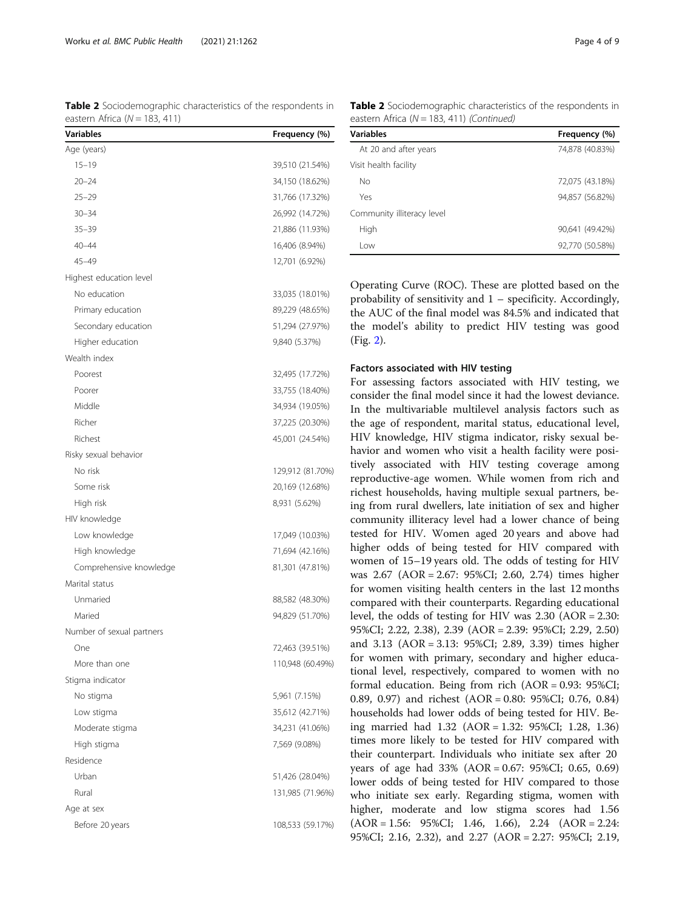**Table 2** Sociodemographic characteristics of the respondents in eastern Africa (N = 183, 411)

| Variables | Frequency (%) |
|---|---|
| Age (years) | |
| 15–19 | 39,510 (21.54%) |
| 20–24 | 34,150 (18.62%) |
| 25–29 | 31,766 (17.32%) |
| 30–34 | 26,992 (14.72%) |
| 35–39 | 21,886 (11.93%) |
| 40–44 | 16,406 (8.94%) |
| 45–49 | 12,701 (6.92%) |
| Highest education level | |
| No education | 33,035 (18.01%) |
| Primary education | 89,229 (48.65%) |
| Secondary education | 51,294 (27.97%) |
| Higher education | 9,840 (5.37%) |
| Wealth index | |
| Poorest | 32,495 (17.72%) |
| Poorer | 33,755 (18.40%) |
| Middle | 34,934 (19.05%) |
| Richer | 37,225 (20.30%) |
| Richest | 45,001 (24.54%) |
| Risky sexual behavior | |
| No risk | 129,912 (81.70%) |
| Some risk | 20,169 (12.68%) |
| High risk | 8,931 (5.62%) |
| HIV knowledge | |
| Low knowledge | 17,049 (10.03%) |
| High knowledge | 71,694 (42.16%) |
| Comprehensive knowledge | 81,301 (47.81%) |
| Marital status | |
| Unmaried | 88,582 (48.30%) |
| Maried | 94,829 (51.70%) |
| Number of sexual partners | |
| One | 72,463 (39.51%) |
| More than one | 110,948 (60.49%) |
| Stigma indicator | |
| No stigma | 5,961 (7.15%) |
| Low stigma | 35,612 (42.71%) |
| Moderate stigma | 34,231 (41.06%) |
| High stigma | 7,569 (9.08%) |
| Residence | |
| Urban | 51,426 (28.04%) |
| Rural | 131,985 (71.96%) |
| Age at sex | |
| Before 20 years | 108,533 (59.17%) |
| At 20 and after years | 74,878 (40.83%) |
| Visit health facility | |
| No | 72,075 (43.18%) |
| Yes | 94,857 (56.82%) |
| Community illiteracy level | |
| High | 90,641 (49.42%) |
| Low | 92,770 (50.58%) |

Operating Curve (ROC). These are plotted based on the probability of sensitivity and 1 – specificity. Accordingly, the AUC of the final model was 84.5% and indicated that the model's ability to predict HIV testing was good (Fig. 2).

#### Factors associated with HIV testing

For assessing factors associated with HIV testing, we consider the final model since it had the lowest deviance. In the multivariable multilevel analysis factors such as the age of respondent, marital status, educational level, HIV knowledge, HIV stigma indicator, risky sexual behavior and women who visit a health facility were positively associated with HIV testing coverage among reproductive-age women. While women from rich and richest households, having multiple sexual partners, being from rural dwellers, late initiation of sex and higher community illiteracy level had a lower chance of being tested for HIV. Women aged 20 years and above had higher odds of being tested for HIV compared with women of 15–19 years old. The odds of testing for HIV was 2.67 (AOR = 2.67: 95%CI; 2.60, 2.74) times higher for women visiting health centers in the last 12 months compared with their counterparts. Regarding educational level, the odds of testing for HIV was 2.30 (AOR = 2.30: 95%CI; 2.22, 2.38), 2.39 (AOR = 2.39: 95%CI; 2.29, 2.50) and 3.13 (AOR = 3.13: 95%CI; 2.89, 3.39) times higher for women with primary, secondary and higher educational level, respectively, compared to women with no formal education. Being from rich (AOR = 0.93: 95%CI; 0.89, 0.97) and richest (AOR = 0.80: 95%CI; 0.76, 0.84) households had lower odds of being tested for HIV. Being married had 1.32 (AOR = 1.32: 95%CI; 1.28, 1.36) times more likely to be tested for HIV compared with their counterpart. Individuals who initiate sex after 20 years of age had 33% (AOR = 0.67: 95%CI; 0.65, 0.69) lower odds of being tested for HIV compared to those who initiate sex early. Regarding stigma, women with higher, moderate and low stigma scores had 1.56 (AOR = 1.56: 95%CI; 1.46, 1.66), 2.24 (AOR = 2.24: 95%CI; 2.16, 2.32), and 2.27 (AOR = 2.27: 95%CI; 2.19,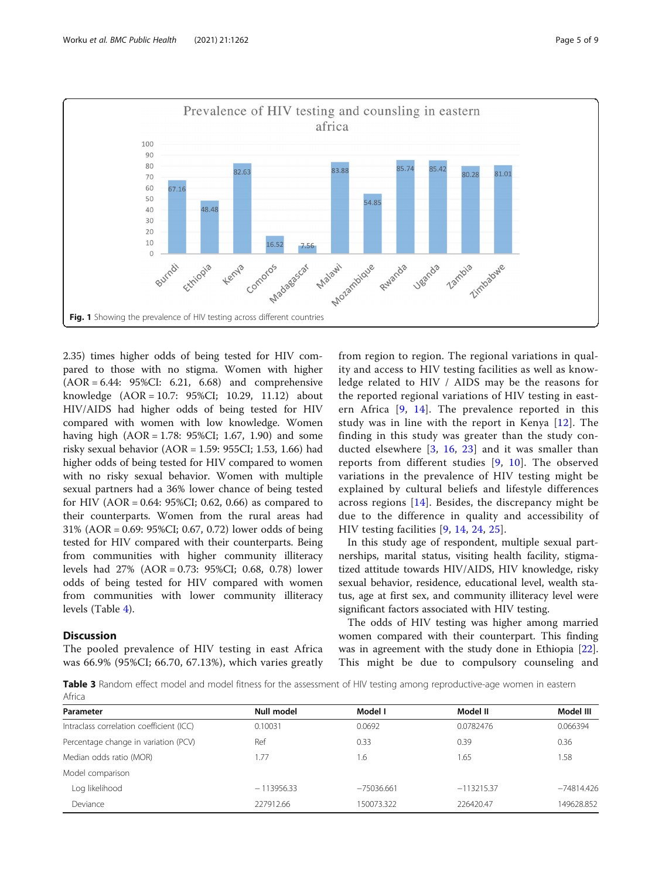Fig. 1 Showing the prevalence of HIV testing across different countries

2.35) times higher odds of being tested for HIV compared to those with no stigma. Women with higher (AOR = 6.44: 95%CI: 6.21, 6.68) and comprehensive knowledge (AOR = 10.7: 95%CI; 10.29, 11.12) about HIV/AIDS had higher odds of being tested for HIV compared with women with low knowledge. Women having high (AOR = 1.78: 95%CI; 1.67, 1.90) and some risky sexual behavior (AOR = 1.59: 955CI; 1.53, 1.66) had higher odds of being tested for HIV compared to women with no risky sexual behavior. Women with multiple sexual partners had a 36% lower chance of being tested for HIV (AOR = 0.64: 95%CI; 0.62, 0.66) as compared to their counterparts. Women from the rural areas had 31% (AOR = 0.69: 95%CI; 0.67, 0.72) lower odds of being tested for HIV compared with their counterparts. Being from communities with higher community illiteracy levels had 27% (AOR = 0.73: 95%CI; 0.68, 0.78) lower odds of being tested for HIV compared with women from communities with lower community illiteracy levels (Table 4).

## Discussion

The pooled prevalence of HIV testing in east Africa was 66.9% (95%CI; 66.70, 67.13%), which varies greatly from region to region. The regional variations in quality and access to HIV testing facilities as well as knowledge related to HIV / AIDS may be the reasons for the reported regional variations of HIV testing in eastern Africa [9, 14]. The prevalence reported in this study was in line with the report in Kenya [12]. The finding in this study was greater than the study conducted elsewhere [3, 16, 23] and it was smaller than reports from different studies [9, 10]. The observed variations in the prevalence of HIV testing might be explained by cultural beliefs and lifestyle differences across regions [14]. Besides, the discrepancy might be due to the difference in quality and accessibility of HIV testing facilities [9, 14, 24, 25].

In this study age of respondent, multiple sexual partnerships, marital status, visiting health facility, stigmatized attitude towards HIV/AIDS, HIV knowledge, risky sexual behavior, residence, educational level, wealth status, age at first sex, and community illiteracy level were significant factors associated with HIV testing.

The odds of HIV testing was higher among married women compared with their counterpart. This finding was in agreement with the study done in Ethiopia [22]. This might be due to compulsory counseling and

**Table 3** Random effect model and model fitness for the assessment of HIV testing among reproductive-age women in eastern Africa

| Parameter | Null model | Model I | Model II | Model III |
|---|---|---|---|---|
| Intraclass correlation coefficient (ICC) | 0.10031 | 0.0692 | 0.0782476 | 0.066394 |
| Percentage change in variation (PCV) | Ref | 0.33 | 0.39 | 0.36 |
| Median odds ratio (MOR) | 1.77 | 1.6 | 1.65 | 1.58 |
| Model comparison | | | | |
| Log likelihood | −113956.33 | −75036.661 | −113215.37 | −74814.426 |
| Deviance | 227912.66 | 150073.322 | 226420.47 | 149628.852 |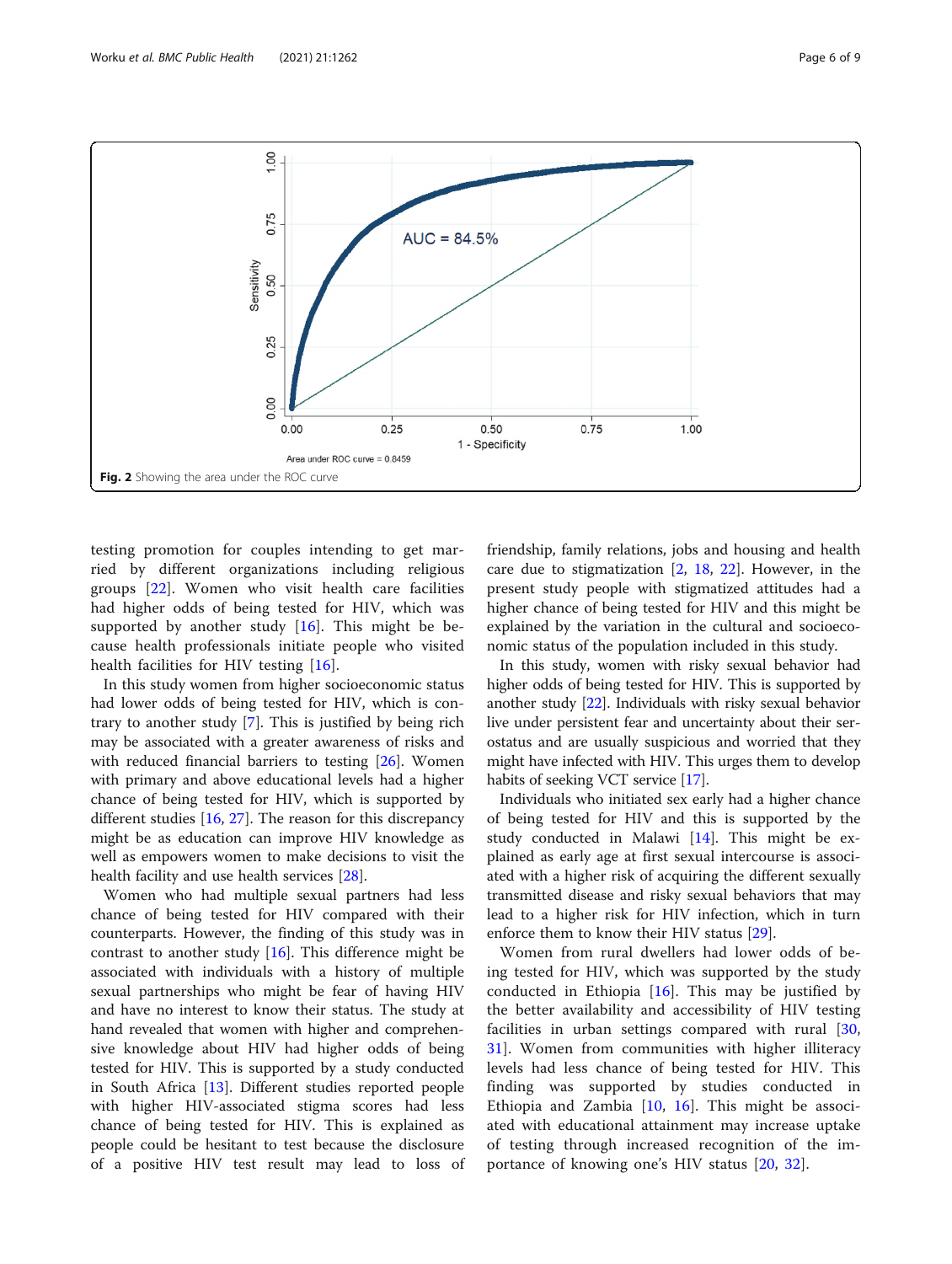Fig. 2 Showing the area under the ROC curve

testing promotion for couples intending to get married by different organizations including religious groups [22]. Women who visit health care facilities had higher odds of being tested for HIV, which was supported by another study [16]. This might be because health professionals initiate people who visited health facilities for HIV testing [16].

In this study women from higher socioeconomic status had lower odds of being tested for HIV, which is contrary to another study [7]. This is justified by being rich may be associated with a greater awareness of risks and with reduced financial barriers to testing [26]. Women with primary and above educational levels had a higher chance of being tested for HIV, which is supported by different studies [16, 27]. The reason for this discrepancy might be as education can improve HIV knowledge as well as empowers women to make decisions to visit the health facility and use health services [28].

Women who had multiple sexual partners had less chance of being tested for HIV compared with their counterparts. However, the finding of this study was in contrast to another study [16]. This difference might be associated with individuals with a history of multiple sexual partnerships who might be fear of having HIV and have no interest to know their status. The study at hand revealed that women with higher and comprehensive knowledge about HIV had higher odds of being tested for HIV. This is supported by a study conducted in South Africa [13]. Different studies reported people with higher HIV-associated stigma scores had less chance of being tested for HIV. This is explained as people could be hesitant to test because the disclosure of a positive HIV test result may lead to loss of friendship, family relations, jobs and housing and health care due to stigmatization [2, 18, 22]. However, in the present study people with stigmatized attitudes had a higher chance of being tested for HIV and this might be explained by the variation in the cultural and socioeconomic status of the population included in this study.

In this study, women with risky sexual behavior had higher odds of being tested for HIV. This is supported by another study [22]. Individuals with risky sexual behavior live under persistent fear and uncertainty about their serostatus and are usually suspicious and worried that they might have infected with HIV. This urges them to develop habits of seeking VCT service [17].

Individuals who initiated sex early had a higher chance of being tested for HIV and this is supported by the study conducted in Malawi [14]. This might be explained as early age at first sexual intercourse is associated with a higher risk of acquiring the different sexually transmitted disease and risky sexual behaviors that may lead to a higher risk for HIV infection, which in turn enforce them to know their HIV status [29].

Women from rural dwellers had lower odds of being tested for HIV, which was supported by the study conducted in Ethiopia [16]. This may be justified by the better availability and accessibility of HIV testing facilities in urban settings compared with rural [30, 31]. Women from communities with higher illiteracy levels had less chance of being tested for HIV. This finding was supported by studies conducted in Ethiopia and Zambia [10, 16]. This might be associated with educational attainment may increase uptake of testing through increased recognition of the importance of knowing one's HIV status [20, 32].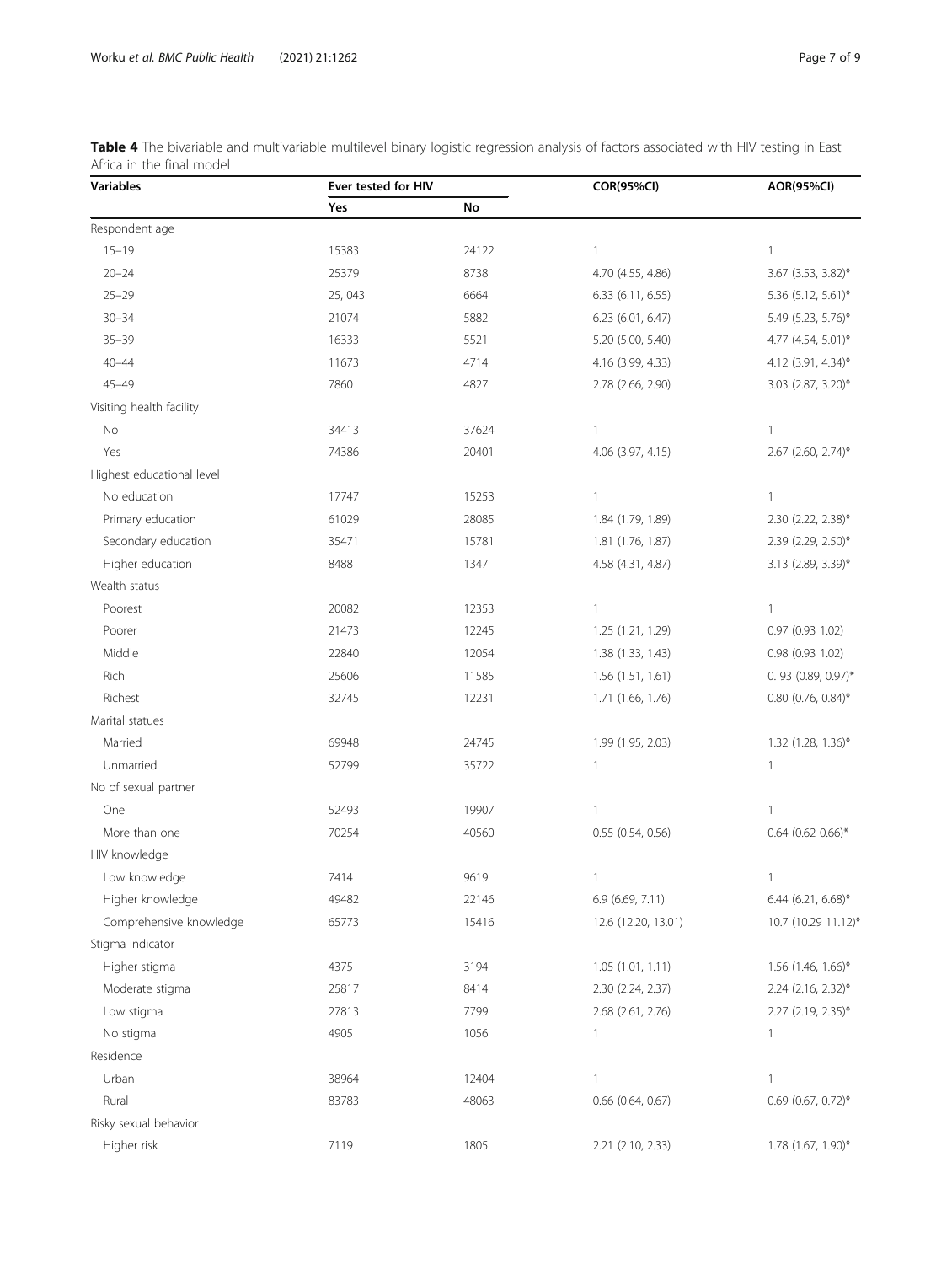**Table 4** The bivariable and multivariable multilevel binary logistic regression analysis of factors associated with HIV testing in East Africa in the final model

| Variables | Ever tested for HIV | | COR(95%CI) | AOR(95%CI) |
|---|---|---|---|---|
| | Yes | No | | |
| Respondent age | | | | |
| 15–19 | 15383 | 24122 | 1 | 1 |
| 20–24 | 25379 | 8738 | 4.70 (4.55, 4.86) | 3.67 (3.53, 3.82)* |
| 25–29 | 25, 043 | 6664 | 6.33 (6.11, 6.55) | 5.36 (5.12, 5.61)* |
| 30–34 | 21074 | 5882 | 6.23 (6.01, 6.47) | 5.49 (5.23, 5.76)* |
| 35–39 | 16333 | 5521 | 5.20 (5.00, 5.40) | 4.77 (4.54, 5.01)* |
| 40–44 | 11673 | 4714 | 4.16 (3.99, 4.33) | 4.12 (3.91, 4.34)* |
| 45–49 | 7860 | 4827 | 2.78 (2.66, 2.90) | 3.03 (2.87, 3.20)* |
| Visiting health facility | | | | |
| No | 34413 | 37624 | 1 | 1 |
| Yes | 74386 | 20401 | 4.06 (3.97, 4.15) | 2.67 (2.60, 2.74)* |
| Highest educational level | | | | |
| No education | 17747 | 15253 | 1 | 1 |
| Primary education | 61029 | 28085 | 1.84 (1.79, 1.89) | 2.30 (2.22, 2.38)* |
| Secondary education | 35471 | 15781 | 1.81 (1.76, 1.87) | 2.39 (2.29, 2.50)* |
| Higher education | 8488 | 1347 | 4.58 (4.31, 4.87) | 3.13 (2.89, 3.39)* |
| Wealth status | | | | |
| Poorest | 20082 | 12353 | 1 | 1 |
| Poorer | 21473 | 12245 | 1.25 (1.21, 1.29) | 0.97 (0.93 1.02) |
| Middle | 22840 | 12054 | 1.38 (1.33, 1.43) | 0.98 (0.93 1.02) |
| Rich | 25606 | 11585 | 1.56 (1.51, 1.61) | 0. 93 (0.89, 0.97)* |
| Richest | 32745 | 12231 | 1.71 (1.66, 1.76) | 0.80 (0.76, 0.84)* |
| Marital statues | | | | |
| Married | 69948 | 24745 | 1.99 (1.95, 2.03) | 1.32 (1.28, 1.36)* |
| Unmarried | 52799 | 35722 | 1 | 1 |
| No of sexual partner | | | | |
| One | 52493 | 19907 | 1 | 1 |
| More than one | 70254 | 40560 | 0.55 (0.54, 0.56) | 0.64 (0.62 0.66)* |
| HIV knowledge | | | | |
| Low knowledge | 7414 | 9619 | 1 | 1 |
| Higher knowledge | 49482 | 22146 | 6.9 (6.69, 7.11) | 6.44 (6.21, 6.68)* |
| Comprehensive knowledge | 65773 | 15416 | 12.6 (12.20, 13.01) | 10.7 (10.29 11.12)* |
| Stigma indicator | | | | |
| Higher stigma | 4375 | 3194 | 1.05 (1.01, 1.11) | 1.56 (1.46, 1.66)* |
| Moderate stigma | 25817 | 8414 | 2.30 (2.24, 2.37) | 2.24 (2.16, 2.32)* |
| Low stigma | 27813 | 7799 | 2.68 (2.61, 2.76) | 2.27 (2.19, 2.35)* |
| No stigma | 4905 | 1056 | 1 | 1 |
| Residence | | | | |
| Urban | 38964 | 12404 | 1 | 1 |
| Rural | 83783 | 48063 | 0.66 (0.64, 0.67) | 0.69 (0.67, 0.72)* |
| Risky sexual behavior | | | | |
| Higher risk | 7119 | 1805 | 2.21 (2.10, 2.33) | 1.78 (1.67, 1.90)* |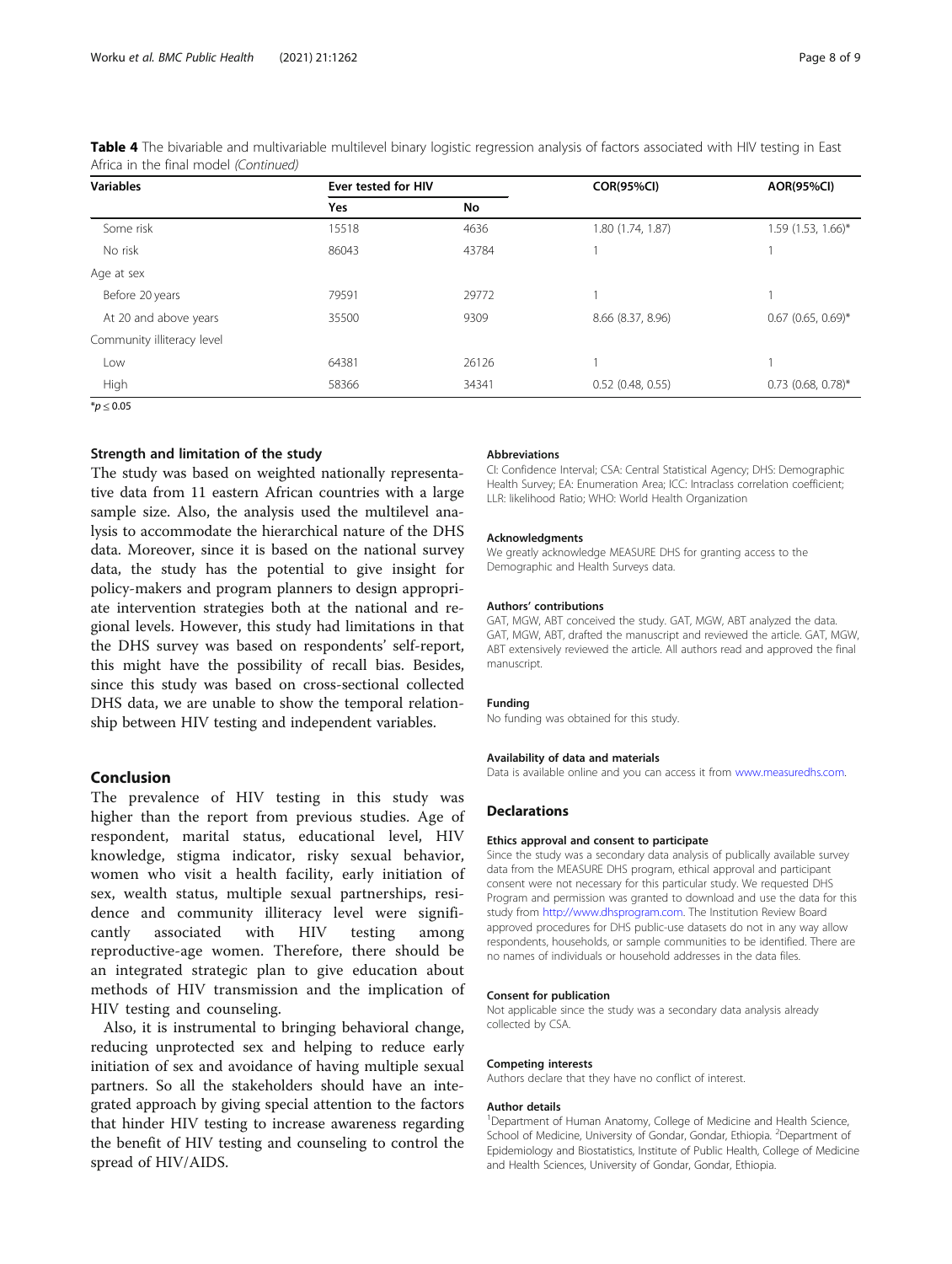**Table 4** The bivariable and multivariable multilevel binary logistic regression analysis of factors associated with HIV testing in East Africa in the final model *(Continued)*

| Variables | Ever tested for HIV | | COR(95%CI) | AOR(95%CI) |
|---|---|---|---|---|
| | Yes | No | | |
| Some risk | 15518 | 4636 | 1.80 (1.74, 1.87) | 1.59 (1.53, 1.66)* |
| No risk | 86043 | 43784 | 1 | 1 |
| Age at sex | | | | |
| Before 20 years | 79591 | 29772 | 1 | 1 |
| At 20 and above years | 35500 | 9309 | 8.66 (8.37, 8.96) | 0.67 (0.65, 0.69)* |
| Community illiteracy level | | | | |
| Low | 64381 | 26126 | 1 | 1 |
| High | 58366 | 34341 | 0.52 (0.48, 0.55) | 0.73 (0.68, 0.78)* |

*$p \le 0.05$

### Strength and limitation of the study

The study was based on weighted nationally representative data from 11 eastern African countries with a large sample size. Also, the analysis used the multilevel analysis to accommodate the hierarchical nature of the DHS data. Moreover, since it is based on the national survey data, the study has the potential to give insight for policy-makers and program planners to design appropriate intervention strategies both at the national and regional levels. However, this study had limitations in that the DHS survey was based on respondents' self-report, this might have the possibility of recall bias. Besides, since this study was based on cross-sectional collected DHS data, we are unable to show the temporal relationship between HIV testing and independent variables.

## Conclusion

The prevalence of HIV testing in this study was higher than the report from previous studies. Age of respondent, marital status, educational level, HIV knowledge, stigma indicator, risky sexual behavior, women who visit a health facility, early initiation of sex, wealth status, multiple sexual partnerships, residence and community illiteracy level were significantly associated with HIV testing among reproductive-age women. Therefore, there should be an integrated strategic plan to give education about methods of HIV transmission and the implication of HIV testing and counseling.

Also, it is instrumental to bringing behavioral change, reducing unprotected sex and helping to reduce early initiation of sex and avoidance of having multiple sexual partners. So all the stakeholders should have an integrated approach by giving special attention to the factors that hinder HIV testing to increase awareness regarding the benefit of HIV testing and counseling to control the spread of HIV/AIDS.

#### Abbreviations

CI: Confidence Interval; CSA: Central Statistical Agency; DHS: Demographic Health Survey; EA: Enumeration Area; ICC: Intraclass correlation coefficient; LLR: likelihood Ratio; WHO: World Health Organization

#### Acknowledgments

We greatly acknowledge MEASURE DHS for granting access to the Demographic and Health Surveys data.

#### Authors' contributions

GAT, MGW, ABT conceived the study. GAT, MGW, ABT analyzed the data. GAT, MGW, ABT, drafted the manuscript and reviewed the article. GAT, MGW, ABT extensively reviewed the article. All authors read and approved the final manuscript.

#### Funding

No funding was obtained for this study.

#### Availability of data and materials

Data is available online and you can access it from www.measuredhs.com.

## Declarations

#### Ethics approval and consent to participate

Since the study was a secondary data analysis of publically available survey data from the MEASURE DHS program, ethical approval and participant consent were not necessary for this particular study. We requested DHS Program and permission was granted to download and use the data for this study from http://www.dhsprogram.com. The Institution Review Board approved procedures for DHS public-use datasets do not in any way allow respondents, households, or sample communities to be identified. There are no names of individuals or household addresses in the data files.

#### Consent for publication

Not applicable since the study was a secondary data analysis already collected by CSA.

#### Competing interests

Authors declare that they have no conflict of interest.

#### Author details

[1]Department of Human Anatomy, College of Medicine and Health Science, School of Medicine, University of Gondar, Gondar, Ethiopia. [2]Department of Epidemiology and Biostatistics, Institute of Public Health, College of Medicine and Health Sciences, University of Gondar, Gondar, Ethiopia.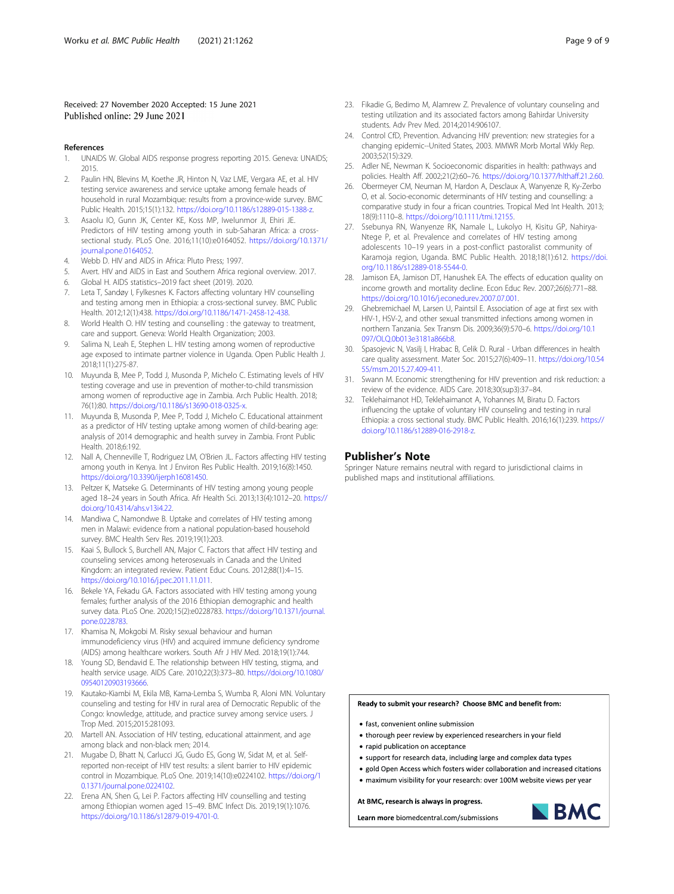Received: 27 November 2020 Accepted: 15 June 2021
Published online: 29 June 2021

### References

1. UNAIDS W. Global AIDS response progress reporting 2015. Geneva: UNAIDS; 2015.
2. Paulin HN, Blevins M, Koethe JR, Hinton N, Vaz LME, Vergara AE, et al. HIV testing service awareness and service uptake among female heads of household in rural Mozambique: results from a province-wide survey. BMC Public Health. 2015;15(1):132. https://doi.org/10.1186/s12889-015-1388-z.
3. Asaolu IO, Gunn JK, Center KE, Koss MP, Iwelunmor JI, Ehiri JE. Predictors of HIV testing among youth in sub-Saharan Africa: a cross-sectional study. PLoS One. 2016;11(10):e0164052. https://doi.org/10.1371/journal.pone.0164052.
4. Webb D. HIV and AIDS in Africa: Pluto Press; 1997.
5. Avert. HIV and AIDS in East and Southern Africa regional overview. 2017.
6. Global H. AIDS statistics–2019 fact sheet (2019). 2020.
7. Leta T, Sandøy I, Fylkesnes K. Factors affecting voluntary HIV counselling and testing among men in Ethiopia: a cross-sectional survey. BMC Public Health. 2012;12(1):438. https://doi.org/10.1186/1471-2458-12-438.
8. World Health O. HIV testing and counselling : the gateway to treatment, care and support. Geneva: World Health Organization; 2003.
9. Salima N, Leah E, Stephen L. HIV testing among women of reproductive age exposed to intimate partner violence in Uganda. Open Public Health J. 2018;11(1):275-87.
10. Muyunda B, Mee P, Todd J, Musonda P, Michelo C. Estimating levels of HIV testing coverage and use in prevention of mother-to-child transmission among women of reproductive age in Zambia. Arch Public Health. 2018; 76(1):80. https://doi.org/10.1186/s13690-018-0325-x.
11. Muyunda B, Musonda P, Mee P, Todd J, Michelo C. Educational attainment as a predictor of HIV testing uptake among women of child-bearing age: analysis of 2014 demographic and health survey in Zambia. Front Public Health. 2018;6:192.
12. Nall A, Chenneville T, Rodriguez LM, O'Brien JL. Factors affecting HIV testing among youth in Kenya. Int J Environ Res Public Health. 2019;16(8):1450. https://doi.org/10.3390/ijerph16081450.
13. Peltzer K, Matseke G. Determinants of HIV testing among young people aged 18–24 years in South Africa. Afr Health Sci. 2013;13(4):1012–20. https://doi.org/10.4314/ahs.v13i4.22.
14. Mandiwa C, Namondwe B. Uptake and correlates of HIV testing among men in Malawi: evidence from a national population-based household survey. BMC Health Serv Res. 2019;19(1):203.
15. Kaai S, Bullock S, Burchell AN, Major C. Factors that affect HIV testing and counseling services among heterosexuals in Canada and the United Kingdom: an integrated review. Patient Educ Couns. 2012;88(1):4–15. https://doi.org/10.1016/j.pec.2011.11.011.
16. Bekele YA, Fekadu GA. Factors associated with HIV testing among young females; further analysis of the 2016 Ethiopian demographic and health survey data. PLoS One. 2020;15(2):e0228783. https://doi.org/10.1371/journal.pone.0228783.
17. Khamisa N, Mokgobi M. Risky sexual behaviour and human immunodeficiency virus (HIV) and acquired immune deficiency syndrome (AIDS) among healthcare workers. South Afr J HIV Med. 2018;19(1):744.
18. Young SD, Bendavid E. The relationship between HIV testing, stigma, and health service usage. AIDS Care. 2010;22(3):373–80. https://doi.org/10.1080/09540120903193666.
19. Kautako-Kiambi M, Ekila MB, Kama-Lemba S, Wumba R, Aloni MN. Voluntary counseling and testing for HIV in rural area of Democratic Republic of the Congo: knowledge, attitude, and practice survey among service users. J Trop Med. 2015;2015:281093.
20. Martell AN. Association of HIV testing, educational attainment, and age among black and non-black men; 2014.
21. Mugabe D, Bhatt N, Carlucci JG, Gudo ES, Gong W, Sidat M, et al. Self-reported non-receipt of HIV test results: a silent barrier to HIV epidemic control in Mozambique. PLoS One. 2019;14(10):e0224102. https://doi.org/10.1371/journal.pone.0224102.
22. Erena AN, Shen G, Lei P. Factors affecting HIV counselling and testing among Ethiopian women aged 15–49. BMC Infect Dis. 2019;19(1):1076. https://doi.org/10.1186/s12879-019-4701-0.
23. Fikadie G, Bedimo M, Alamrew Z. Prevalence of voluntary counseling and testing utilization and its associated factors among Bahirdar University students. Adv Prev Med. 2014;2014:906107.
24. Control CfD, Prevention. Advancing HIV prevention: new strategies for a changing epidemic--United States, 2003. MMWR Morb Mortal Wkly Rep. 2003;52(15):329.
25. Adler NE, Newman K. Socioeconomic disparities in health: pathways and policies. Health Aff. 2002;21(2):60–76. https://doi.org/10.1377/hlthaff.21.2.60.
26. Obermeyer CM, Neuman M, Hardon A, Desclaux A, Wanyenze R, Ky-Zerbo O, et al. Socio-economic determinants of HIV testing and counselling: a comparative study in four a frican countries. Tropical Med Int Health. 2013; 18(9):1110–8. https://doi.org/10.1111/tmi.12155.
27. Ssebunya RN, Wanyenze RK, Namale L, Lukolyo H, Kisitu GP, Nahirya-Ntege P, et al. Prevalence and correlates of HIV testing among adolescents 10–19 years in a post-conflict pastoralist community of Karamoja region, Uganda. BMC Public Health. 2018;18(1):612. https://doi.org/10.1186/s12889-018-5544-0.
28. Jamison EA, Jamison DT, Hanushek EA. The effects of education quality on income growth and mortality decline. Econ Educ Rev. 2007;26(6):771–88. https://doi.org/10.1016/j.econedurev.2007.07.001.
29. Ghebremichael M, Larsen U, Paintsil E. Association of age at first sex with HIV-1, HSV-2, and other sexual transmitted infections among women in northern Tanzania. Sex Transm Dis. 2009;36(9):570–6. https://doi.org/10.1097/OLQ.0b013e3181a866b8.
30. Spasojevic N, Vasilj I, Hrabac B, Celik D. Rural - Urban differences in health care quality assessment. Mater Soc. 2015;27(6):409–11. https://doi.org/10.5455/msm.2015.27.409-411.
31. Swann M. Economic strengthening for HIV prevention and risk reduction: a review of the evidence. AIDS Care. 2018;30(sup3):37–84.
32. Teklehaimanot HD, Teklehaimanot A, Yohannes M, Biratu D. Factors influencing the uptake of voluntary HIV counseling and testing in rural Ethiopia: a cross sectional study. BMC Public Health. 2016;16(1):239. https://doi.org/10.1186/s12889-016-2918-z.

## Publisher's Note

Springer Nature remains neutral with regard to jurisdictional claims in published maps and institutional affiliations.

**Ready to submit your research? Choose BMC and benefit from:**

- fast, convenient online submission
- thorough peer review by experienced researchers in your field
- rapid publication on acceptance
- support for research data, including large and complex data types
- gold Open Access which fosters wider collaboration and increased citations
- maximum visibility for your research: over 100M website views per year

**At BMC, research is always in progress.**

**Learn more** biomedcentral.com/submissions